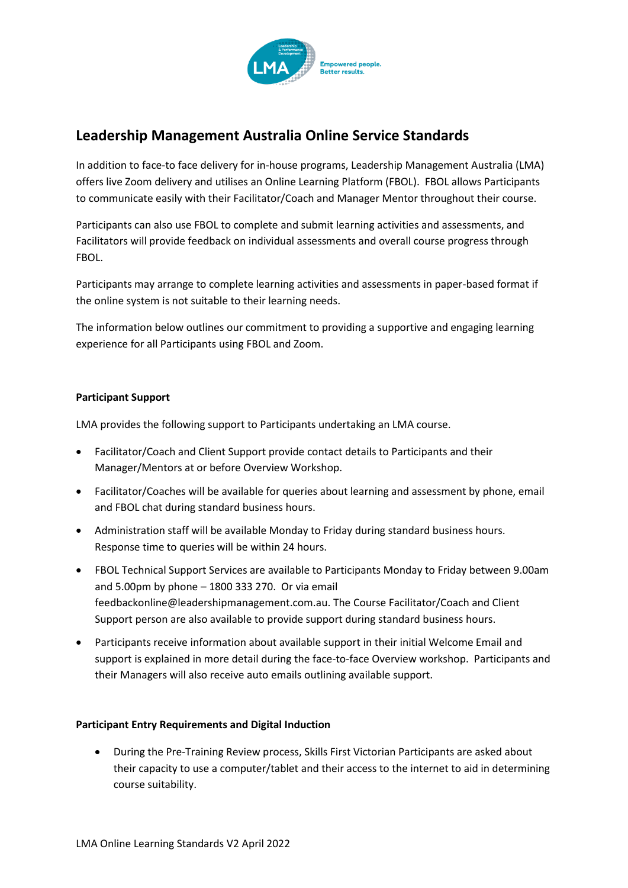# Leadership Management Australia Online Service Standards

In addition to face-to face delivery for in-house programs, Leadership Management Australia (LMA) offers live Zoom delivery and utilises an Online Learning Platform (FBOL). FBOL allows Participants to communicate easily with their Facilitator/Coach and Manager Mentor throughout their course.

Participants can also use FBOL to complete and submit learning activities and assessments, and Facilitators will provide feedback on individual assessments and overall course progress through FBOL.

Participants may arrange to complete learning activities and assessments in paper-based format if the online system is not suitable to their learning needs.

The information below outlines our commitment to providing a supportive and engaging learning experience for all Participants using FBOL and Zoom.

**Participant Support**

LMA provides the following support to Participants undertaking an LMA course.

- Facilitator/Coach and Client Support provide contact details to Participants and their Manager/Mentors at or before Overview Workshop.
- Facilitator/Coaches will be available for queries about learning and assessment by phone, email and FBOL chat during standard business hours.
- Administration staff will be available Monday to Friday during standard business hours. Response time to queries will be within 24 hours.
- FBOL Technical Support Services are available to Participants Monday to Friday between 9.00am and 5.00pm by phone – 1800 333 270. Or via email feedbackonline@leadershipmanagement.com.au. The Course Facilitator/Coach and Client Support person are also available to provide support during standard business hours.
- Participants receive information about available support in their initial Welcome Email and support is explained in more detail during the face-to-face Overview workshop. Participants and their Managers will also receive auto emails outlining available support.

**Participant Entry Requirements and Digital Induction**

- During the Pre-Training Review process, Skills First Victorian Participants are asked about their capacity to use a computer/tablet and their access to the internet to aid in determining course suitability.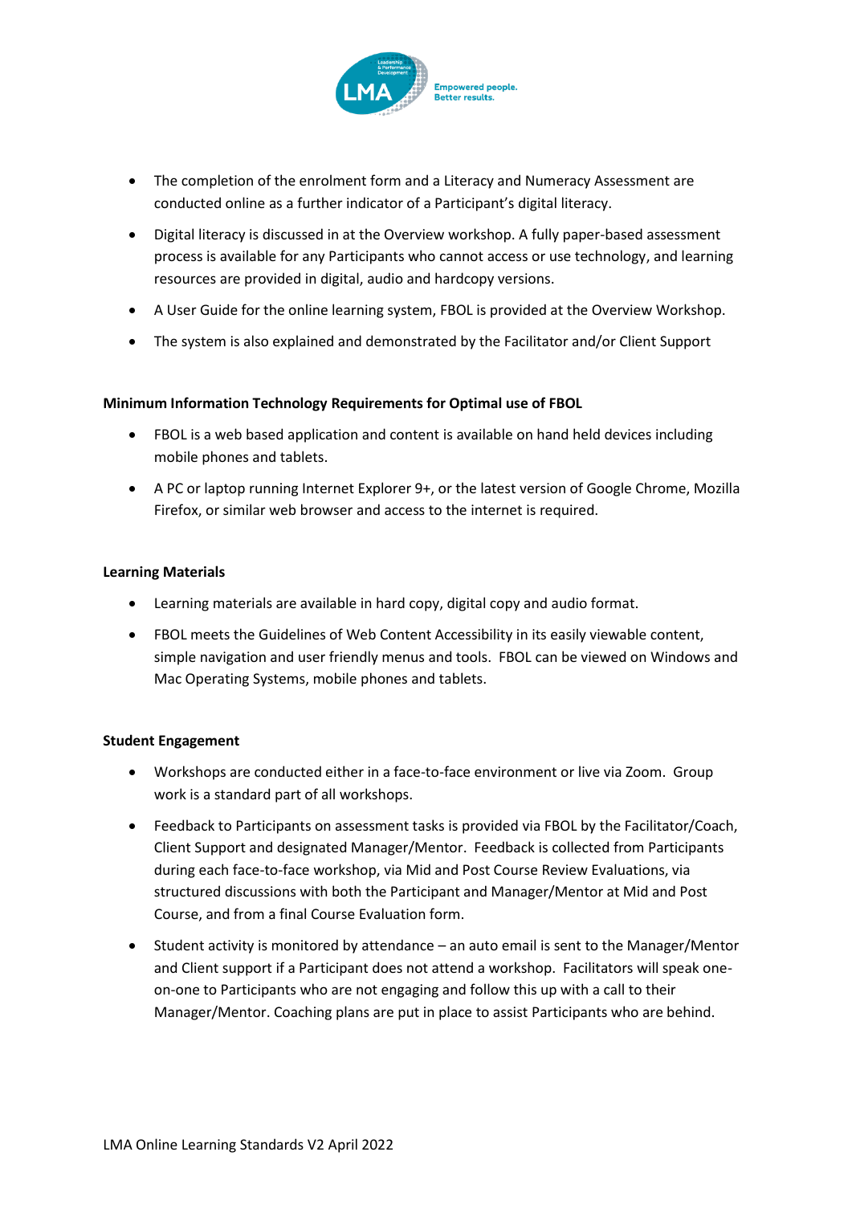- The completion of the enrolment form and a Literacy and Numeracy Assessment are conducted online as a further indicator of a Participant's digital literacy.
- Digital literacy is discussed in at the Overview workshop. A fully paper-based assessment process is available for any Participants who cannot access or use technology, and learning resources are provided in digital, audio and hardcopy versions.
- A User Guide for the online learning system, FBOL is provided at the Overview Workshop.
- The system is also explained and demonstrated by the Facilitator and/or Client Support

**Minimum Information Technology Requirements for Optimal use of FBOL**

- FBOL is a web based application and content is available on hand held devices including mobile phones and tablets.
- A PC or laptop running Internet Explorer 9+, or the latest version of Google Chrome, Mozilla Firefox, or similar web browser and access to the internet is required.

**Learning Materials**

- Learning materials are available in hard copy, digital copy and audio format.
- FBOL meets the Guidelines of Web Content Accessibility in its easily viewable content, simple navigation and user friendly menus and tools. FBOL can be viewed on Windows and Mac Operating Systems, mobile phones and tablets.

**Student Engagement**

- Workshops are conducted either in a face-to-face environment or live via Zoom. Group work is a standard part of all workshops.
- Feedback to Participants on assessment tasks is provided via FBOL by the Facilitator/Coach, Client Support and designated Manager/Mentor. Feedback is collected from Participants during each face-to-face workshop, via Mid and Post Course Review Evaluations, via structured discussions with both the Participant and Manager/Mentor at Mid and Post Course, and from a final Course Evaluation form.
- Student activity is monitored by attendance – an auto email is sent to the Manager/Mentor and Client support if a Participant does not attend a workshop. Facilitators will speak one-on-one to Participants who are not engaging and follow this up with a call to their Manager/Mentor. Coaching plans are put in place to assist Participants who are behind.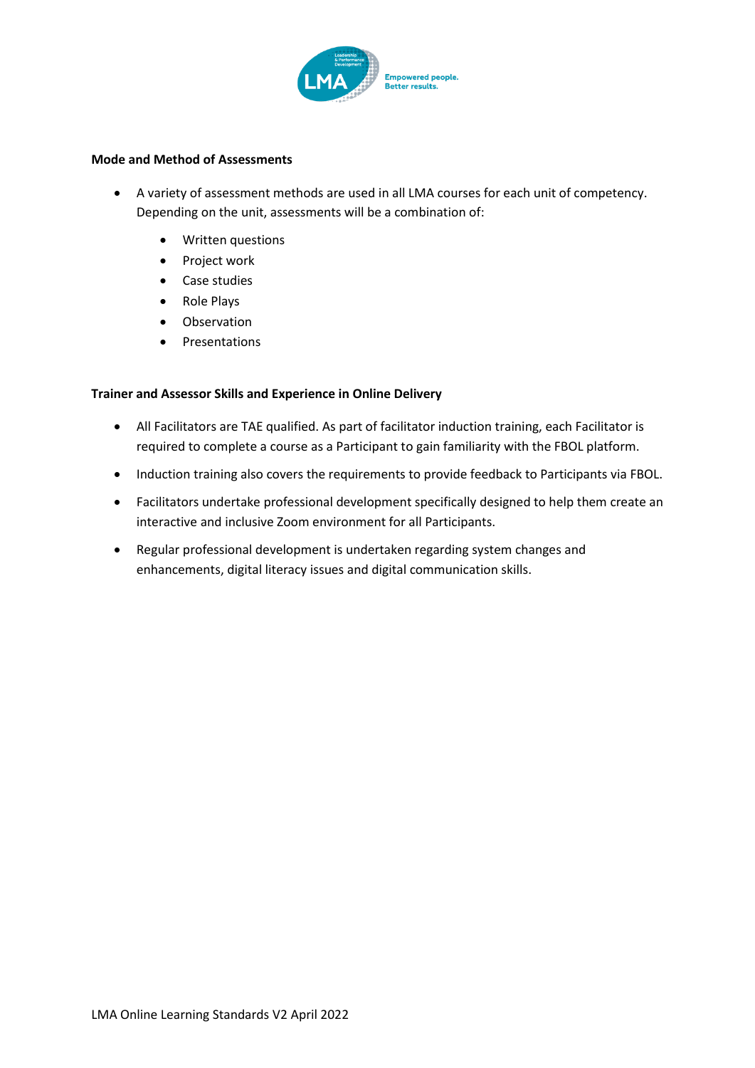**Mode and Method of Assessments**

- A variety of assessment methods are used in all LMA courses for each unit of competency. Depending on the unit, assessments will be a combination of:
  - Written questions
  - Project work
  - Case studies
  - Role Plays
  - Observation
  - Presentations

**Trainer and Assessor Skills and Experience in Online Delivery**

- All Facilitators are TAE qualified. As part of facilitator induction training, each Facilitator is required to complete a course as a Participant to gain familiarity with the FBOL platform.
- Induction training also covers the requirements to provide feedback to Participants via FBOL.
- Facilitators undertake professional development specifically designed to help them create an interactive and inclusive Zoom environment for all Participants.
- Regular professional development is undertaken regarding system changes and enhancements, digital literacy issues and digital communication skills.